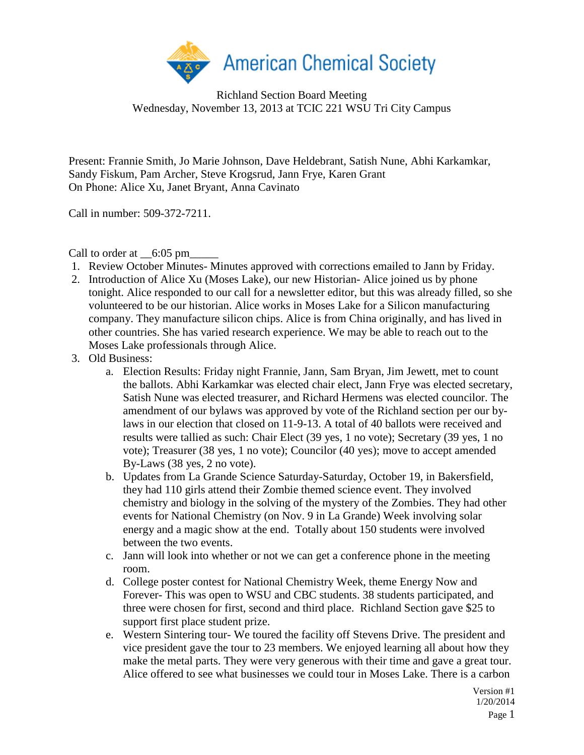American Chemical Society

Richland Section Board Meeting
Wednesday, November 13, 2013 at TCIC 221 WSU Tri City Campus

Present: Frannie Smith, Jo Marie Johnson, Dave Heldebrant, Satish Nune, Abhi Karkamkar, Sandy Fiskum, Pam Archer, Steve Krogsrud, Jann Frye, Karen Grant
On Phone: Alice Xu, Janet Bryant, Anna Cavinato

Call in number: 509-372-7211.

Call to order at __6:05 pm_____

1. Review October Minutes- Minutes approved with corrections emailed to Jann by Friday.
2. Introduction of Alice Xu (Moses Lake), our new Historian- Alice joined us by phone tonight. Alice responded to our call for a newsletter editor, but this was already filled, so she volunteered to be our historian. Alice works in Moses Lake for a Silicon manufacturing company. They manufacture silicon chips. Alice is from China originally, and has lived in other countries. She has varied research experience. We may be able to reach out to the Moses Lake professionals through Alice.
3. Old Business:
   a. Election Results: Friday night Frannie, Jann, Sam Bryan, Jim Jewett, met to count the ballots. Abhi Karkamkar was elected chair elect, Jann Frye was elected secretary, Satish Nune was elected treasurer, and Richard Hermens was elected councilor. The amendment of our bylaws was approved by vote of the Richland section per our by-laws in our election that closed on 11-9-13. A total of 40 ballots were received and results were tallied as such: Chair Elect (39 yes, 1 no vote); Secretary (39 yes, 1 no vote); Treasurer (38 yes, 1 no vote); Councilor (40 yes); move to accept amended By-Laws (38 yes, 2 no vote).
   b. Updates from La Grande Science Saturday-Saturday, October 19, in Bakersfield, they had 110 girls attend their Zombie themed science event. They involved chemistry and biology in the solving of the mystery of the Zombies. They had other events for National Chemistry (on Nov. 9 in La Grande) Week involving solar energy and a magic show at the end. Totally about 150 students were involved between the two events.
   c. Jann will look into whether or not we can get a conference phone in the meeting room.
   d. College poster contest for National Chemistry Week, theme Energy Now and Forever- This was open to WSU and CBC students. 38 students participated, and three were chosen for first, second and third place. Richland Section gave $25 to support first place student prize.
   e. Western Sintering tour- We toured the facility off Stevens Drive. The president and vice president gave the tour to 23 members. We enjoyed learning all about how they make the metal parts. They were very generous with their time and gave a great tour. Alice offered to see what businesses we could tour in Moses Lake. There is a carbon

Version #1
1/20/2014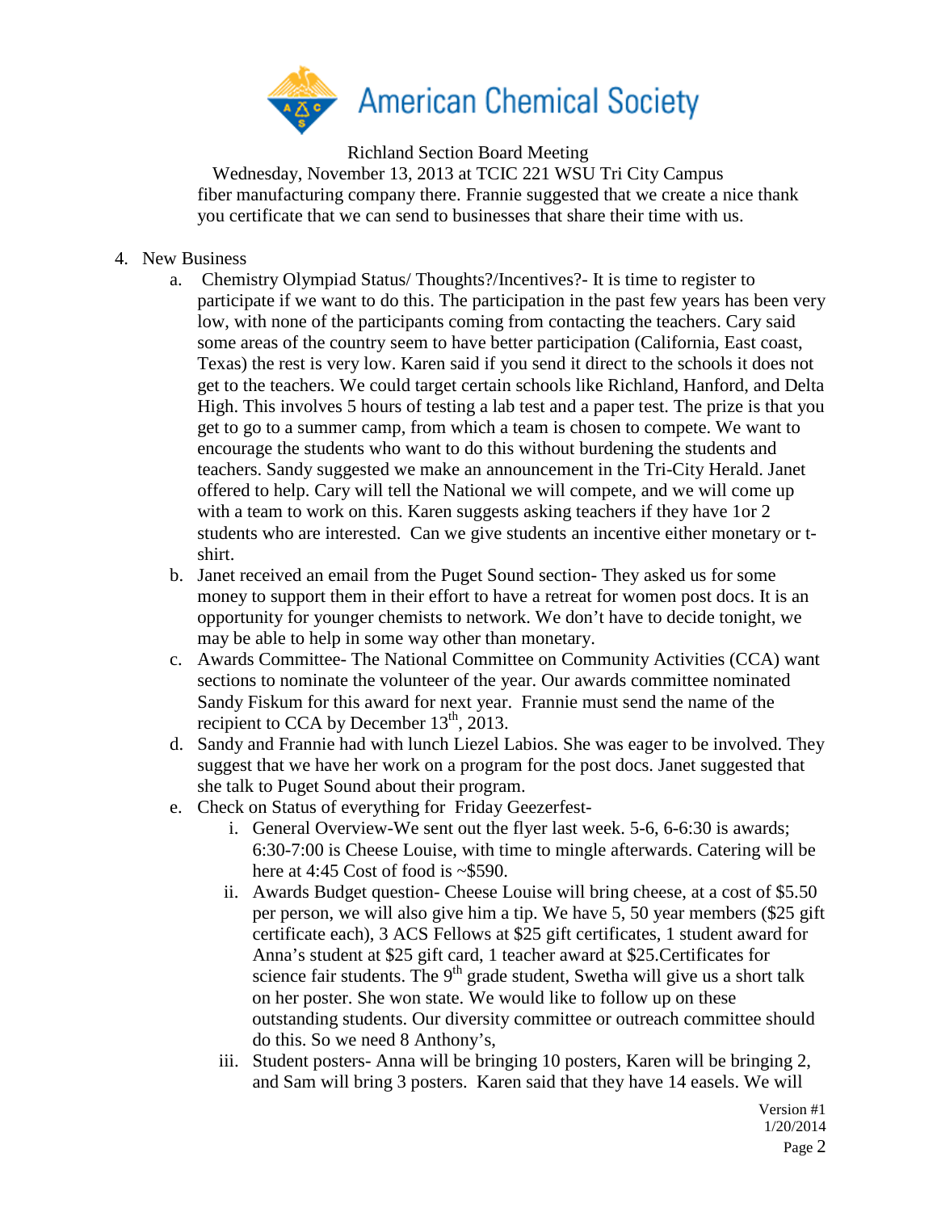Richland Section Board Meeting
Wednesday, November 13, 2013 at TCIC 221 WSU Tri City Campus

fiber manufacturing company there. Frannie suggested that we create a nice thank you certificate that we can send to businesses that share their time with us.

4. New Business
   a. Chemistry Olympiad Status/ Thoughts?/Incentives?- It is time to register to participate if we want to do this. The participation in the past few years has been very low, with none of the participants coming from contacting the teachers. Cary said some areas of the country seem to have better participation (California, East coast, Texas) the rest is very low. Karen said if you send it direct to the schools it does not get to the teachers. We could target certain schools like Richland, Hanford, and Delta High. This involves 5 hours of testing a lab test and a paper test. The prize is that you get to go to a summer camp, from which a team is chosen to compete. We want to encourage the students who want to do this without burdening the students and teachers. Sandy suggested we make an announcement in the Tri-City Herald. Janet offered to help. Cary will tell the National we will compete, and we will come up with a team to work on this. Karen suggests asking teachers if they have 1or 2 students who are interested. Can we give students an incentive either monetary or t-shirt.
   b. Janet received an email from the Puget Sound section- They asked us for some money to support them in their effort to have a retreat for women post docs. It is an opportunity for younger chemists to network. We don't have to decide tonight, we may be able to help in some way other than monetary.
   c. Awards Committee- The National Committee on Community Activities (CCA) want sections to nominate the volunteer of the year. Our awards committee nominated Sandy Fiskum for this award for next year. Frannie must send the name of the recipient to CCA by December 13th, 2013.
   d. Sandy and Frannie had with lunch Liezel Labios. She was eager to be involved. They suggest that we have her work on a program for the post docs. Janet suggested that she talk to Puget Sound about their program.
   e. Check on Status of everything for Friday Geezerfest-
      i. General Overview-We sent out the flyer last week. 5-6, 6-6:30 is awards; 6:30-7:00 is Cheese Louise, with time to mingle afterwards. Catering will be here at 4:45 Cost of food is ~$590.
      ii. Awards Budget question- Cheese Louise will bring cheese, at a cost of $5.50 per person, we will also give him a tip. We have 5, 50 year members ($25 gift certificate each), 3 ACS Fellows at $25 gift certificates, 1 student award for Anna's student at $25 gift card, 1 teacher award at $25.Certificates for science fair students. The 9th grade student, Swetha will give us a short talk on her poster. She won state. We would like to follow up on these outstanding students. Our diversity committee or outreach committee should do this. So we need 8 Anthony's,
      iii. Student posters- Anna will be bringing 10 posters, Karen will be bringing 2, and Sam will bring 3 posters. Karen said that they have 14 easels. We will

Version #1
1/20/2014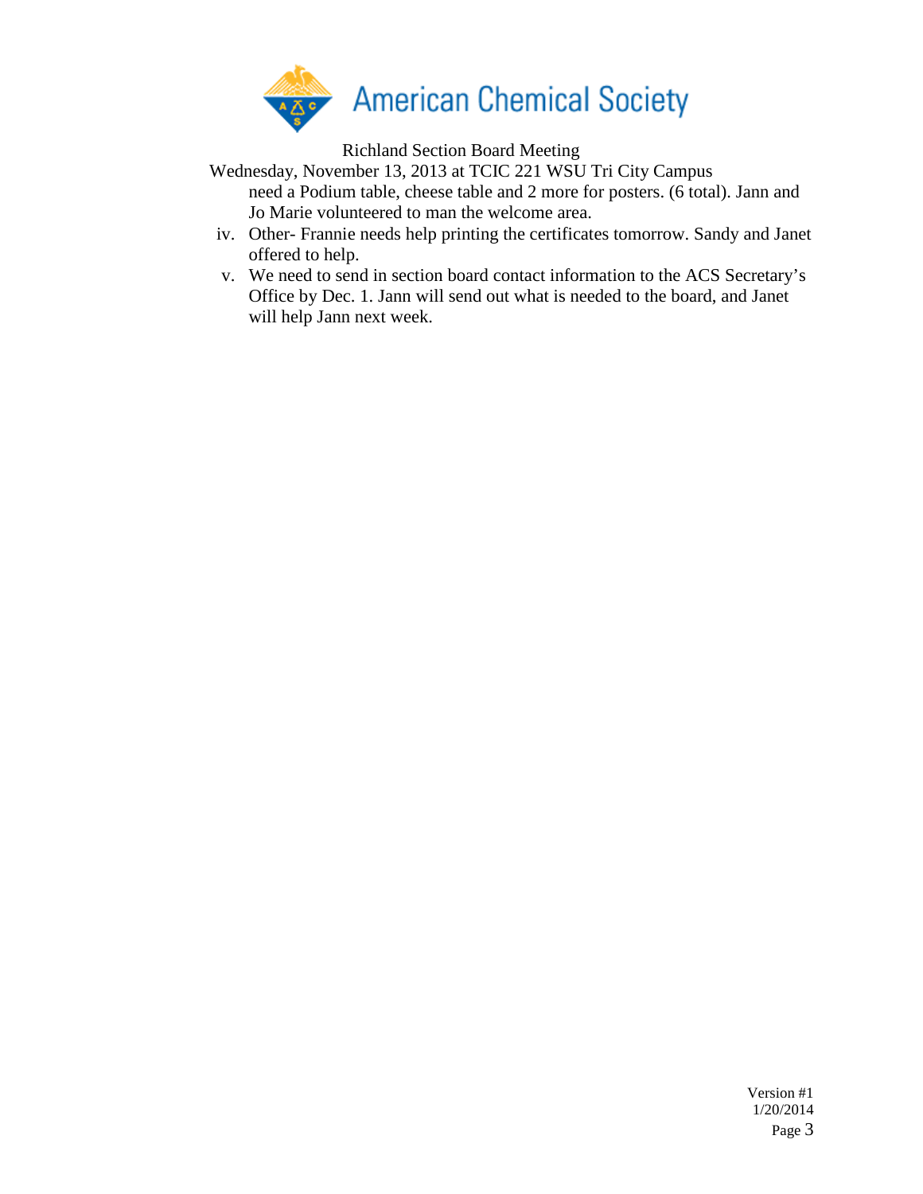need a Podium table, cheese table and 2 more for posters. (6 total). Jann and Jo Marie volunteered to man the welcome area.

iv. Other- Frannie needs help printing the certificates tomorrow. Sandy and Janet offered to help.

v. We need to send in section board contact information to the ACS Secretary's Office by Dec. 1. Jann will send out what is needed to the board, and Janet will help Jann next week.